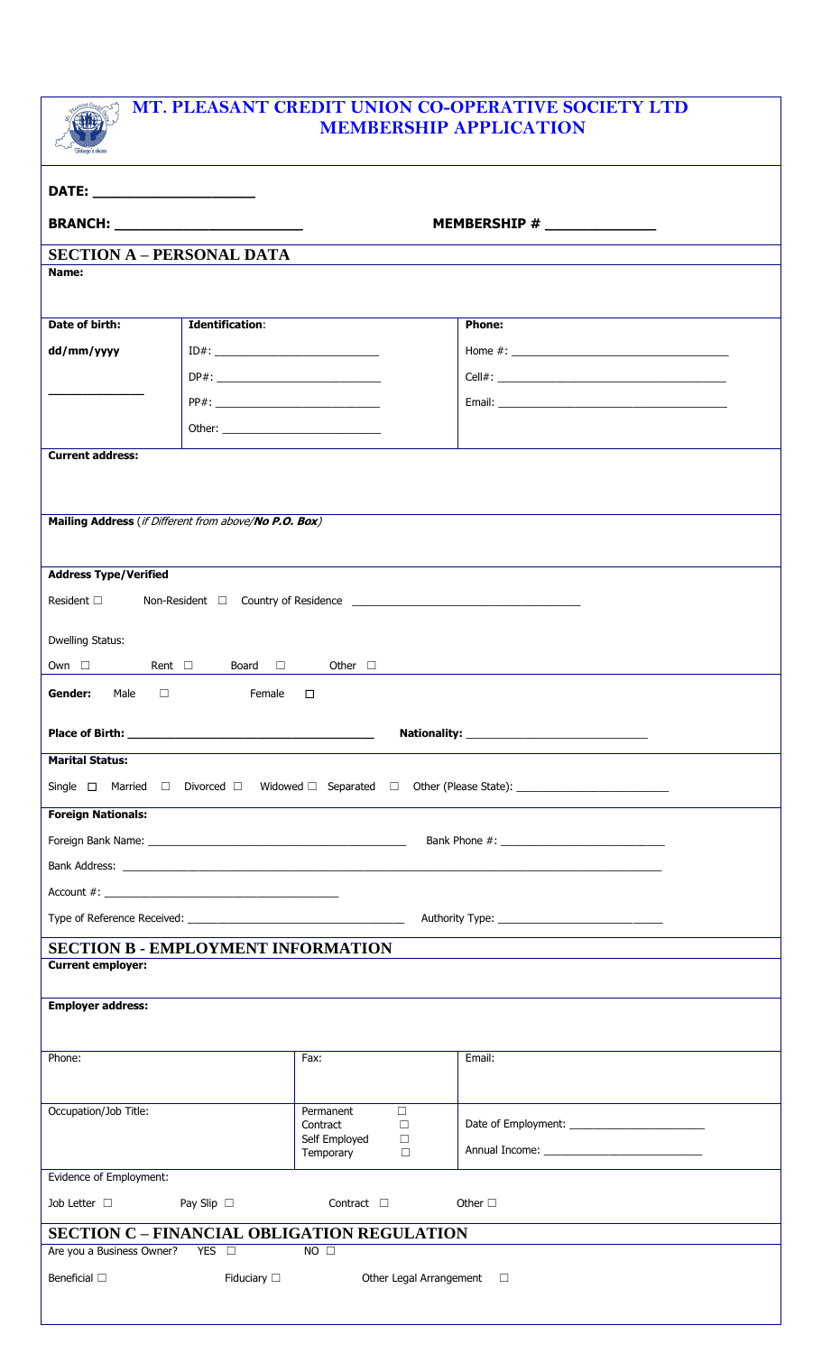# MT. PLEASANT CREDIT UNION CO-OPERATIVE SOCIETY LTD
## MEMBERSHIP APPLICATION

**DATE: ____________________**

**BRANCH: ________________________** **MEMBERSHIP # _____________**

## SECTION A – PERSONAL DATA

**Name:**

| **Date of birth:** | **Identification:** | **Phone:** |
|---|---|---|
| **dd/mm/yyyy** | ID#: ___________________________ | Home #: ___________________________________ |
| _____________ | DP#: ___________________________ | Cell#: ____________________________________ |
| | PP#: ___________________________ | Email: ____________________________________ |
| | Other: __________________________ | |

**Current address:**

**Mailing Address** (*if Different from above/**No P.O. Box***)

**Address Type/Verified**

Resident ☐ Non-Resident ☐ Country of Residence ___________________________________

Dwelling Status:

Own ☐ Rent ☐ Board ☐ Other ☐

**Gender:** Male ☐ Female ☐

**Place of Birth: ____________________________________** **Nationality: ____________________________**

**Marital Status:**

Single ☐ Married ☐ Divorced ☐ Widowed ☐ Separated ☐ Other (Please State): ________________________

**Foreign Nationals:**

Foreign Bank Name: ___________________________________________ Bank Phone #: ___________________________

Bank Address: ______________________________________________________________________________________________

Account #: _______________________________________

Type of Reference Received: ___________________________________ Authority Type: ___________________________

## SECTION B - EMPLOYMENT INFORMATION

**Current employer:**

**Employer address:**

| Phone: | Fax: | Email: |
|---|---|---|
| Occupation/Job Title: | Permanent ☐<br>Contract ☐<br>Self Employed ☐<br>Temporary ☐ | Date of Employment: ______________________<br>Annual Income: __________________________ |

Evidence of Employment:

Job Letter ☐ Pay Slip ☐ Contract ☐ Other ☐

## SECTION C – FINANCIAL OBLIGATION REGULATION

Are you a Business Owner? YES ☐ NO ☐

Beneficial ☐ Fiduciary ☐ Other Legal Arrangement ☐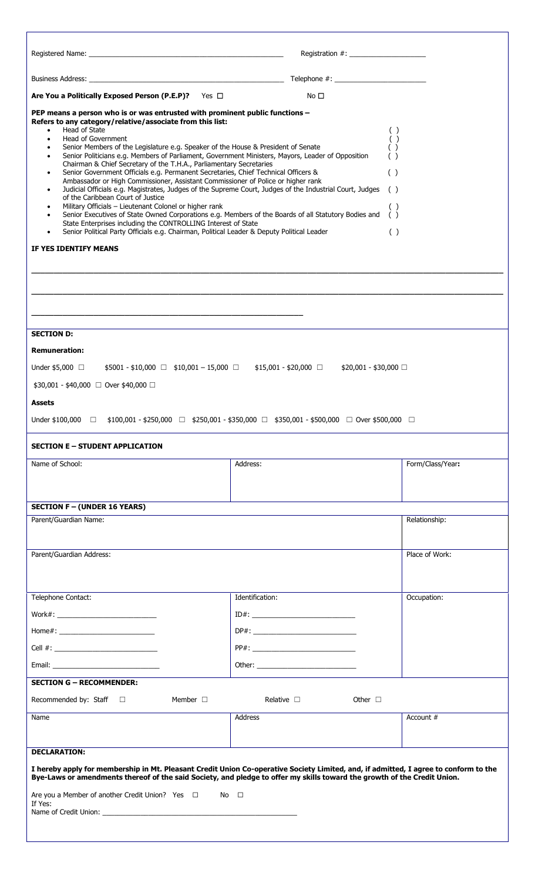Registered Name: ___________________________________________________ Registration #: ____________________

Business Address: _____________________________________________________ Telephone #: ________________________

**Are You a Politically Exposed Person (P.E.P)?** Yes ☐ No ☐

**PEP means a person who is or was entrusted with prominent public functions – Refers to any category/relative/associate from this list:**

- Head of State ( )
- Head of Government ( )
- Senior Members of the Legislature e.g. Speaker of the House & President of Senate ( )
- Senior Politicians e.g. Members of Parliament, Government Ministers, Mayors, Leader of Opposition Chairman & Chief Secretary of the T.H.A., Parliamentary Secretaries ( )
- Senior Government Officials e.g. Permanent Secretaries, Chief Technical Officers & Ambassador or High Commissioner, Assistant Commissioner of Police or higher rank ( )
- Judicial Officials e.g. Magistrates, Judges of the Supreme Court, Judges of the Industrial Court, Judges of the Caribbean Court of Justice ( )
- Military Officials – Lieutenant Colonel or higher rank ( )
- Senior Executives of State Owned Corporations e.g. Members of the Boards of all Statutory Bodies and State Enterprises including the CONTROLLING Interest of State ( )
- Senior Political Party Officials e.g. Chairman, Political Leader & Deputy Political Leader ( )

**IF YES IDENTIFY MEANS**

_______________________________________________________________________________________________

_______________________________________________________________________________________________

_______________________________________________________________

**SECTION D:**

**Remuneration:**

Under $5,000 ☐ $5001 - $10,000 ☐ $10,001 – 15,000 ☐ $15,001 - $20,000 ☐ $20,001 - $30,000 ☐

$30,001 - $40,000 ☐ Over $40,000 ☐

**Assets**

Under $100,000 ☐ $100,001 - $250,000 ☐ $250,001 - $350,000 ☐ $350,001 - $500,000 ☐ Over $500,000 ☐

**SECTION E – STUDENT APPLICATION**

| Name of School: | Address: | Form/Class/Year: |
|---|---|---|
| | | |

**SECTION F – (UNDER 16 YEARS)**

| Parent/Guardian Name: | | Relationship: |
|---|---|---|
| Parent/Guardian Address: | | Place of Work: |
| Telephone Contact: | Identification: | Occupation: |
| Work#: ________________________ | ID#: ________________________ | |
| Home#: ________________________ | DP#: ________________________ | |
| Cell #: ________________________ | PP#: ________________________ | |
| Email: ________________________ | Other: ________________________ | |

**SECTION G – RECOMMENDER:**

Recommended by: Staff ☐ Member ☐ Relative ☐ Other ☐

| Name | Address | Account # |
|---|---|---|
| | | |

**DECLARATION:**

**I hereby apply for membership in Mt. Pleasant Credit Union Co-operative Society Limited, and, if admitted, I agree to conform to the Bye-Laws or amendments thereof of the said Society, and pledge to offer my skills toward the growth of the Credit Union.**

Are you a Member of another Credit Union? Yes ☐ No ☐

If Yes:

Name of Credit Union: ___________________________________________________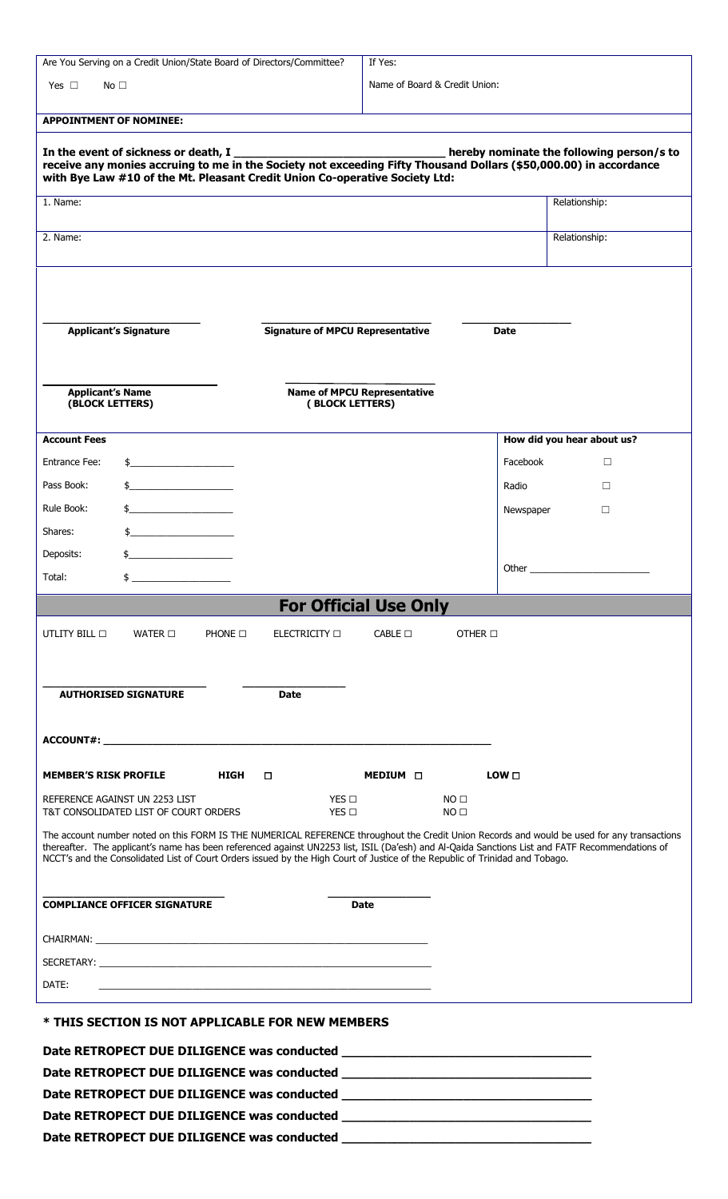| Are You Serving on a Credit Union/State Board of Directors/Committee? | If Yes: |
|---|---|
| Yes ☐ No ☐ | Name of Board & Credit Union: |

**APPOINTMENT OF NOMINEE:**

**In the event of sickness or death, I \_\_\_\_\_\_\_\_\_\_\_\_\_\_\_\_\_\_\_\_\_\_\_\_\_\_\_\_\_\_\_\_ hereby nominate the following person/s to receive any monies accruing to me in the Society not exceeding Fifty Thousand Dollars ($50,000.00) in accordance with Bye Law #10 of the Mt. Pleasant Credit Union Co-operative Society Ltd:**

| | |
|---|---|
| 1. Name: | Relationship: |
| 2. Name: | Relationship: |

\_\_\_\_\_\_\_\_\_\_\_\_\_\_\_\_\_\_\_\_\_\_\_\_ \_\_\_\_\_\_\_\_\_\_\_\_\_\_\_\_\_\_\_\_\_\_\_\_\_\_\_\_ \_\_\_\_\_\_\_\_\_\_\_\_\_\_\_\_

**Applicant's Signature** **Signature of MPCU Representative** **Date**

\_\_\_\_\_\_\_\_\_\_\_\_\_\_\_\_\_\_\_\_\_\_\_\_ \_\_\_\_\_\_\_\_\_\_\_\_\_\_\_\_\_\_\_\_\_\_\_\_

**Applicant's Name (BLOCK LETTERS)** **Name of MPCU Representative ( BLOCK LETTERS)**

| **Account Fees** | | **How did you hear about us?** | |
|---|---|---|---|
| Entrance Fee: | $\_\_\_\_\_\_\_\_\_\_\_\_\_\_\_\_\_\_ | Facebook | ☐ |
| Pass Book: | $\_\_\_\_\_\_\_\_\_\_\_\_\_\_\_\_\_\_ | Radio | ☐ |
| Rule Book: | $\_\_\_\_\_\_\_\_\_\_\_\_\_\_\_\_\_\_ | Newspaper | ☐ |
| Shares: | $\_\_\_\_\_\_\_\_\_\_\_\_\_\_\_\_\_\_ | | |
| Deposits: | $\_\_\_\_\_\_\_\_\_\_\_\_\_\_\_\_\_\_ | Other \_\_\_\_\_\_\_\_\_\_\_\_\_\_\_\_\_\_\_\_ | |
| Total: | $ \_\_\_\_\_\_\_\_\_\_\_\_\_\_\_\_\_ | | |

## For Official Use Only

UTLITY BILL ☐ WATER ☐ PHONE ☐ ELECTRICITY ☐ CABLE ☐ OTHER ☐

\_\_\_\_\_\_\_\_\_\_\_\_\_\_\_\_\_\_\_\_\_\_\_\_ \_\_\_\_\_\_\_\_\_\_\_\_\_\_\_\_

**AUTHORISED SIGNATURE** **Date**

**ACCOUNT#: \_\_\_\_\_\_\_\_\_\_\_\_\_\_\_\_\_\_\_\_\_\_\_\_\_\_\_\_\_\_\_\_\_\_\_\_\_\_\_\_\_\_\_\_\_\_\_\_\_\_\_\_\_\_\_\_**

**MEMBER'S RISK PROFILE** **HIGH** ☐ **MEDIUM** ☐ **LOW** ☐

| | | |
|---|---|---|
| REFERENCE AGAINST UN 2253 LIST | YES ☐ | NO ☐ |
| T&T CONSOLIDATED LIST OF COURT ORDERS | YES ☐ | NO ☐ |

The account number noted on this FORM IS THE NUMERICAL REFERENCE throughout the Credit Union Records and would be used for any transactions thereafter. The applicant's name has been referenced against UN2253 list, ISIL (Da'esh) and Al-Qaida Sanctions List and FATF Recommendations of NCCT's and the Consolidated List of Court Orders issued by the High Court of Justice of the Republic of Trinidad and Tobago.

\_\_\_\_\_\_\_\_\_\_\_\_\_\_\_\_\_\_\_\_\_\_\_\_\_\_\_\_ \_\_\_\_\_\_\_\_\_\_\_\_\_\_\_\_

**COMPLIANCE OFFICER SIGNATURE** **Date**

CHAIRMAN: \_\_\_\_\_\_\_\_\_\_\_\_\_\_\_\_\_\_\_\_\_\_\_\_\_\_\_\_\_\_\_\_\_\_\_\_\_\_\_\_\_\_\_\_\_\_\_\_\_\_\_\_\_\_

SECRETARY: \_\_\_\_\_\_\_\_\_\_\_\_\_\_\_\_\_\_\_\_\_\_\_\_\_\_\_\_\_\_\_\_\_\_\_\_\_\_\_\_\_\_\_\_\_\_\_\_\_\_\_\_\_\_

DATE: \_\_\_\_\_\_\_\_\_\_\_\_\_\_\_\_\_\_\_\_\_\_\_\_\_\_\_\_\_\_\_\_\_\_\_\_\_\_\_\_\_\_\_\_\_\_\_\_\_\_\_\_\_\_

### * THIS SECTION IS NOT APPLICABLE FOR NEW MEMBERS

**Date RETROPECT DUE DILIGENCE was conducted \_\_\_\_\_\_\_\_\_\_\_\_\_\_\_\_\_\_\_\_\_\_\_\_\_\_\_\_\_\_**

**Date RETROPECT DUE DILIGENCE was conducted \_\_\_\_\_\_\_\_\_\_\_\_\_\_\_\_\_\_\_\_\_\_\_\_\_\_\_\_\_\_**

**Date RETROPECT DUE DILIGENCE was conducted \_\_\_\_\_\_\_\_\_\_\_\_\_\_\_\_\_\_\_\_\_\_\_\_\_\_\_\_\_\_**

**Date RETROPECT DUE DILIGENCE was conducted \_\_\_\_\_\_\_\_\_\_\_\_\_\_\_\_\_\_\_\_\_\_\_\_\_\_\_\_\_\_**

**Date RETROPECT DUE DILIGENCE was conducted \_\_\_\_\_\_\_\_\_\_\_\_\_\_\_\_\_\_\_\_\_\_\_\_\_\_\_\_\_\_**